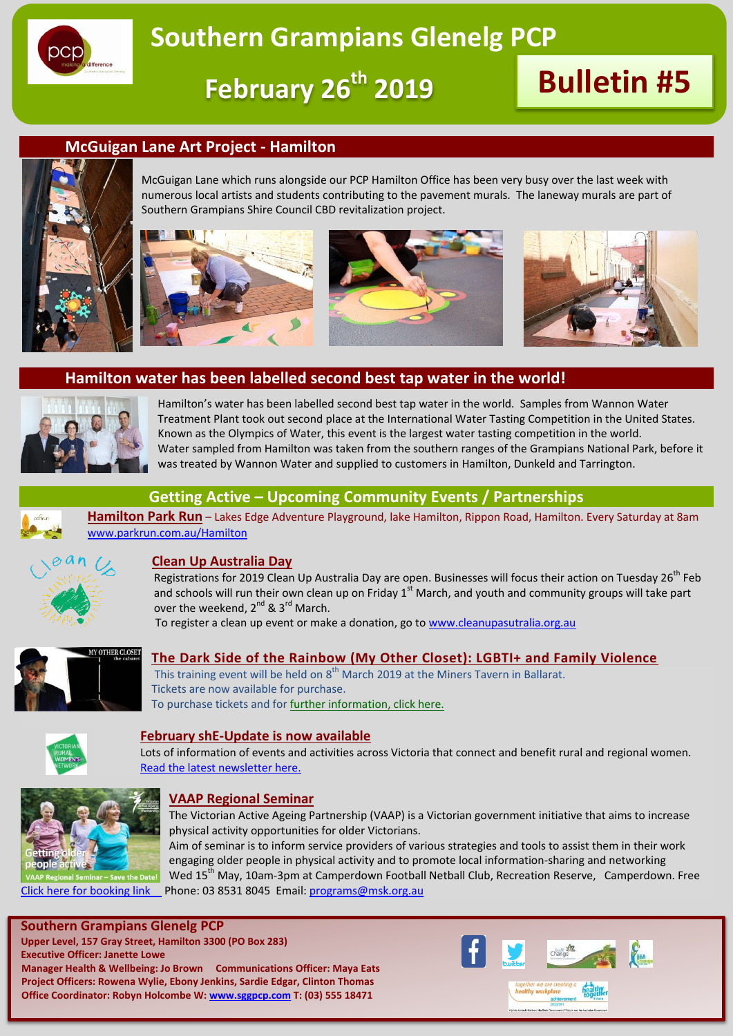# Southern Grampians Glenelg PCP

## February 26th 2019

## Bulletin #5

## McGuigan Lane Art Project - Hamilton

McGuigan Lane which runs alongside our PCP Hamilton Office has been very busy over the last week with numerous local artists and students contributing to the pavement murals. The laneway murals are part of Southern Grampians Shire Council CBD revitalization project.

## Hamilton water has been labelled second best tap water in the world!

Hamilton's water has been labelled second best tap water in the world. Samples from Wannon Water Treatment Plant took out second place at the International Water Tasting Competition in the United States. Known as the Olympics of Water, this event is the largest water tasting competition in the world. Water sampled from Hamilton was taken from the southern ranges of the Grampians National Park, before it was treated by Wannon Water and supplied to customers in Hamilton, Dunkeld and Tarrington.

## Getting Active – Upcoming Community Events / Partnerships

### Hamilton Park Run

**Hamilton Park Run** – Lakes Edge Adventure Playground, lake Hamilton, Rippon Road, Hamilton. Every Saturday at 8am
www.parkrun.com.au/Hamilton

### Clean Up Australia Day

Registrations for 2019 Clean Up Australia Day are open. Businesses will focus their action on Tuesday 26th Feb and schools will run their own clean up on Friday 1st March, and youth and community groups will take part over the weekend, 2nd & 3rd March.

To register a clean up event or make a donation, go to www.cleanupasutralia.org.au

### The Dark Side of the Rainbow (My Other Closet): LGBTI+ and Family Violence

This training event will be held on 8th March 2019 at the Miners Tavern in Ballarat.
Tickets are now available for purchase.
To purchase tickets and for further information, click here.

### February shE-Update is now available

Lots of information of events and activities across Victoria that connect and benefit rural and regional women.
Read the latest newsletter here.

### VAAP Regional Seminar

The Victorian Active Ageing Partnership (VAAP) is a Victorian government initiative that aims to increase physical activity opportunities for older Victorians.

Aim of seminar is to inform service providers of various strategies and tools to assist them in their work engaging older people in physical activity and to promote local information-sharing and networking

Wed 15th May, 10am-3pm at Camperdown Football Netball Club, Recreation Reserve, Camperdown. Free

Click here for booking link Phone: 03 8531 8045 Email: programs@msk.org.au

---

**Southern Grampians Glenelg PCP**
**Upper Level, 157 Gray Street, Hamilton 3300 (PO Box 283)**
**Executive Officer: Janette Lowe**
**Manager Health & Wellbeing: Jo Brown Communications Officer: Maya Eats**
**Project Officers: Rowena Wylie, Ebony Jenkins, Sardie Edgar, Clinton Thomas**
**Office Coordinator: Robyn Holcombe W: www.sggpcp.com T: (03) 555 18471**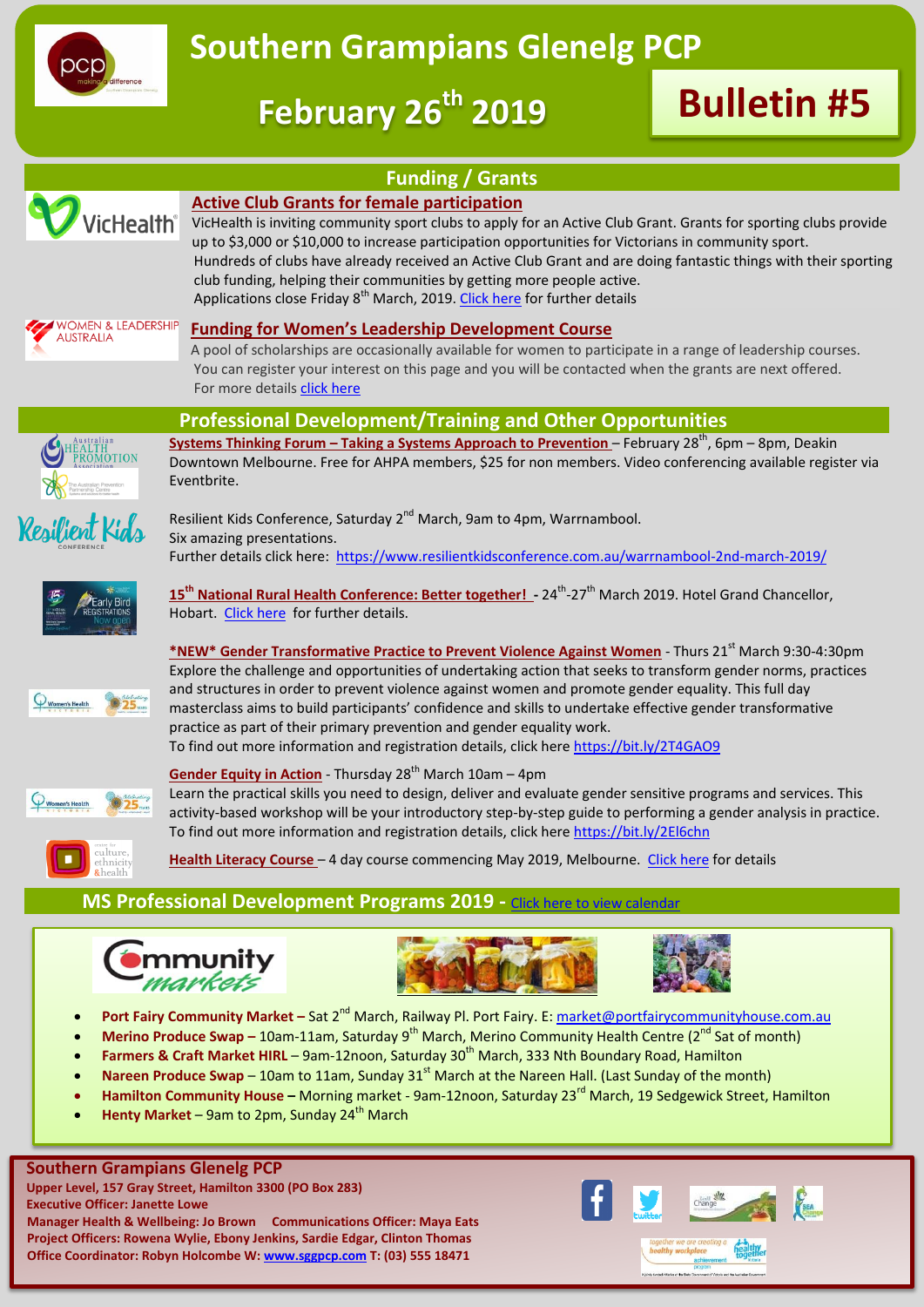# Southern Grampians Glenelg PCP

## February 26th 2019

## Bulletin #5

## Funding / Grants

### Active Club Grants for female participation

VicHealth is inviting community sport clubs to apply for an Active Club Grant. Grants for sporting clubs provide up to $3,000 or $10,000 to increase participation opportunities for Victorians in community sport.

Hundreds of clubs have already received an Active Club Grant and are doing fantastic things with their sporting club funding, helping their communities by getting more people active.

Applications close Friday 8th March, 2019. Click here for further details

### Funding for Women's Leadership Development Course

A pool of scholarships are occasionally available for women to participate in a range of leadership courses. You can register your interest on this page and you will be contacted when the grants are next offered. For more details click here

## Professional Development/Training and Other Opportunities

**Systems Thinking Forum – Taking a Systems Approach to Prevention** – February 28th, 6pm – 8pm, Deakin Downtown Melbourne. Free for AHPA members, $25 for non members. Video conferencing available register via Eventbrite.

Resilient Kids Conference, Saturday 2nd March, 9am to 4pm, Warrnambool.
Six amazing presentations.
Further details click here: https://www.resilientkidsconference.com.au/warrnambool-2nd-march-2019/

**15th National Rural Health Conference: Better together!** - 24th-27th March 2019. Hotel Grand Chancellor, Hobart. Click here for further details.

**\*NEW\* Gender Transformative Practice to Prevent Violence Against Women** - Thurs 21st March 9:30-4:30pm
Explore the challenge and opportunities of undertaking action that seeks to transform gender norms, practices and structures in order to prevent violence against women and promote gender equality. This full day masterclass aims to build participants' confidence and skills to undertake effective gender transformative practice as part of their primary prevention and gender equality work.
To find out more information and registration details, click here https://bit.ly/2T4GAO9

**Gender Equity in Action** - Thursday 28th March 10am – 4pm
Learn the practical skills you need to design, deliver and evaluate gender sensitive programs and services. This activity-based workshop will be your introductory step-by-step guide to performing a gender analysis in practice.
To find out more information and registration details, click here https://bit.ly/2El6chn

**Health Literacy Course** – 4 day course commencing May 2019, Melbourne. Click here for details

## MS Professional Development Programs 2019 - Click here to view calendar

### Community markets

- **Port Fairy Community Market –** Sat 2nd March, Railway Pl. Port Fairy. E: market@portfairycommunityhouse.com.au
- **Merino Produce Swap –** 10am-11am, Saturday 9th March, Merino Community Health Centre (2nd Sat of month)
- **Farmers & Craft Market HIRL** – 9am-12noon, Saturday 30th March, 333 Nth Boundary Road, Hamilton
- **Nareen Produce Swap** – 10am to 11am, Sunday 31st March at the Nareen Hall. (Last Sunday of the month)
- **Hamilton Community House –** Morning market - 9am-12noon, Saturday 23rd March, 19 Sedgewick Street, Hamilton
- **Henty Market** – 9am to 2pm, Sunday 24th March

**Southern Grampians Glenelg PCP**
**Upper Level, 157 Gray Street, Hamilton 3300 (PO Box 283)**
**Executive Officer: Janette Lowe**
**Manager Health & Wellbeing: Jo Brown Communications Officer: Maya Eats**
**Project Officers: Rowena Wylie, Ebony Jenkins, Sardie Edgar, Clinton Thomas**
**Office Coordinator: Robyn Holcombe W: www.sggpcp.com T: (03) 555 18471**